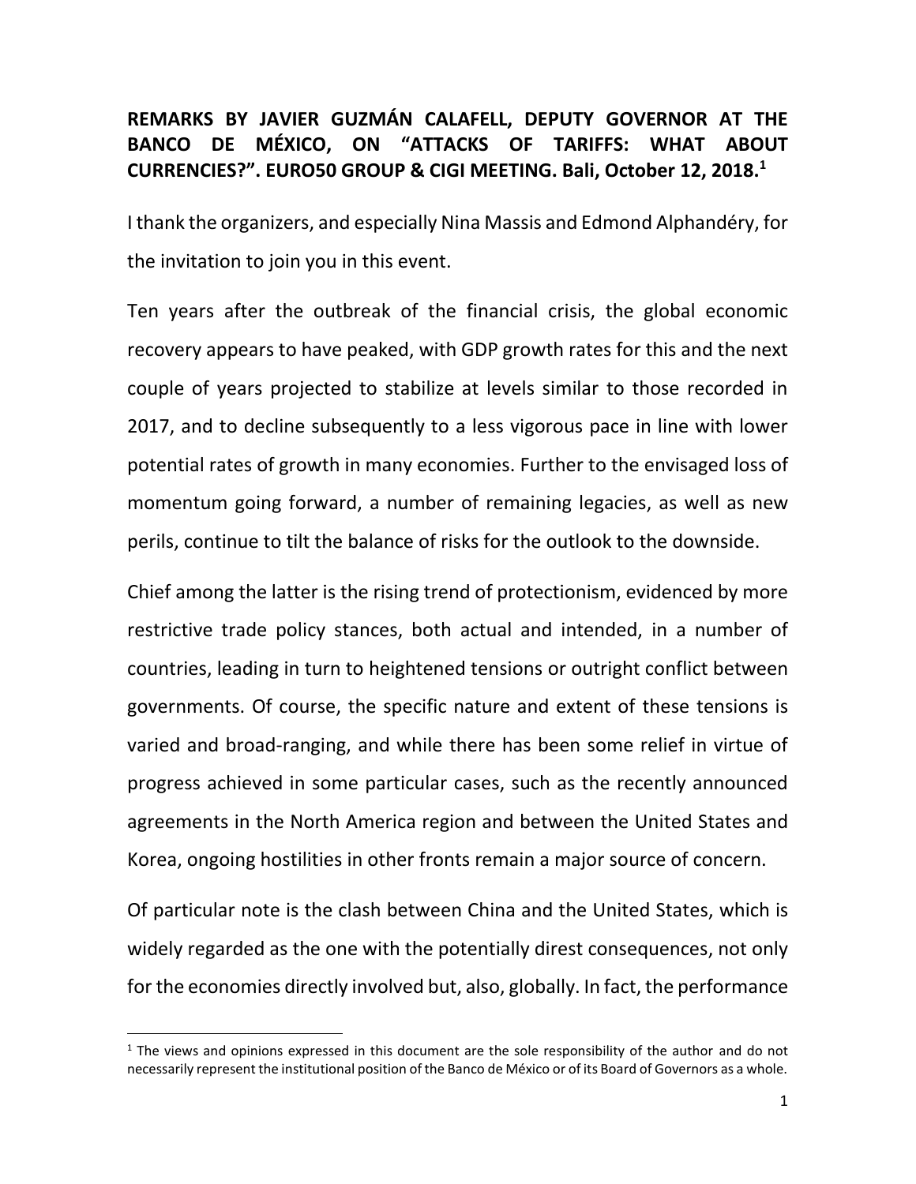**REMARKS BY JAVIER GUZMÁN CALAFELL, DEPUTY GOVERNOR AT THE BANCO DE MÉXICO, ON "ATTACKS OF TARIFFS: WHAT ABOUT CURRENCIES?". EURO50 GROUP & CIGI MEETING. Bali, October 12, 2018.**[1]

I thank the organizers, and especially Nina Massis and Edmond Alphandéry, for the invitation to join you in this event.

Ten years after the outbreak of the financial crisis, the global economic recovery appears to have peaked, with GDP growth rates for this and the next couple of years projected to stabilize at levels similar to those recorded in 2017, and to decline subsequently to a less vigorous pace in line with lower potential rates of growth in many economies. Further to the envisaged loss of momentum going forward, a number of remaining legacies, as well as new perils, continue to tilt the balance of risks for the outlook to the downside.

Chief among the latter is the rising trend of protectionism, evidenced by more restrictive trade policy stances, both actual and intended, in a number of countries, leading in turn to heightened tensions or outright conflict between governments. Of course, the specific nature and extent of these tensions is varied and broad-ranging, and while there has been some relief in virtue of progress achieved in some particular cases, such as the recently announced agreements in the North America region and between the United States and Korea, ongoing hostilities in other fronts remain a major source of concern.

Of particular note is the clash between China and the United States, which is widely regarded as the one with the potentially direst consequences, not only for the economies directly involved but, also, globally. In fact, the performance

[1] The views and opinions expressed in this document are the sole responsibility of the author and do not necessarily represent the institutional position of the Banco de México or of its Board of Governors as a whole.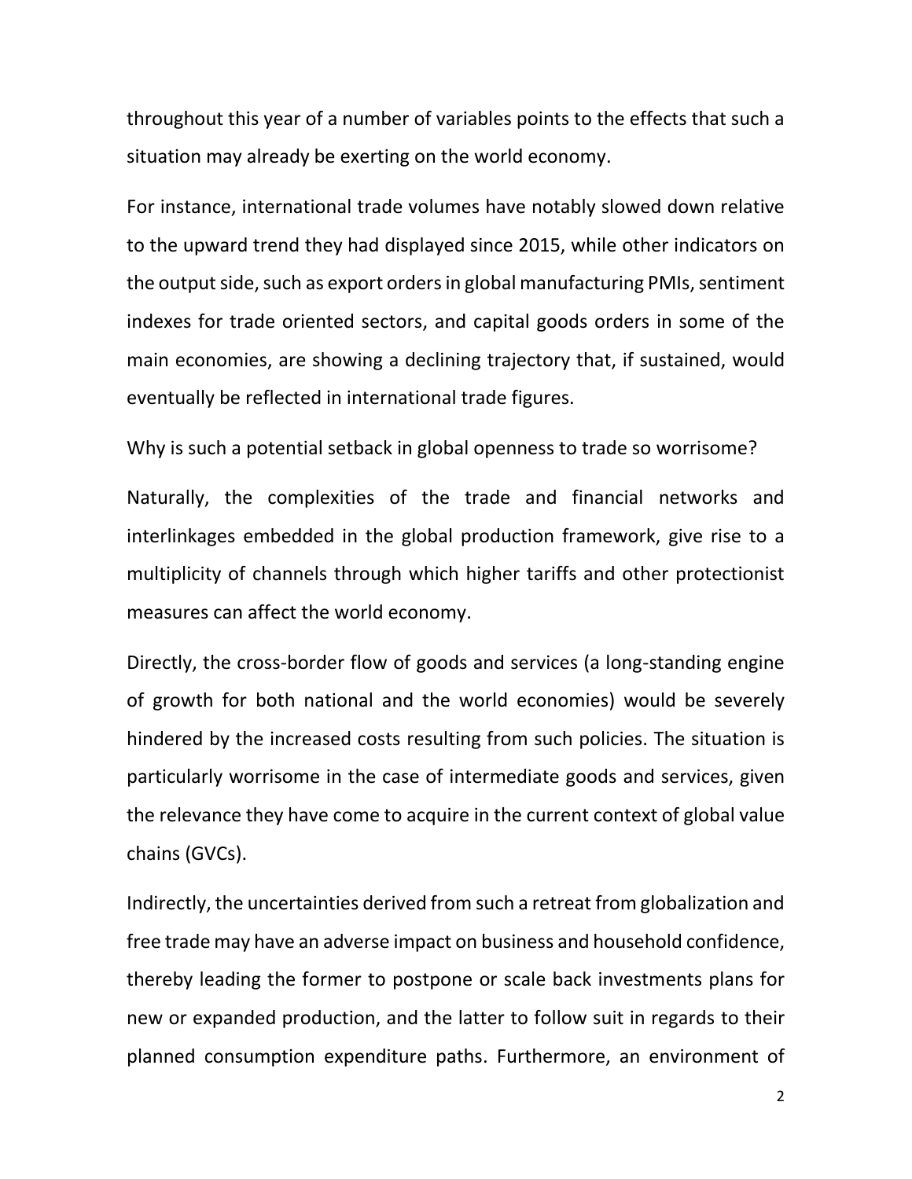throughout this year of a number of variables points to the effects that such a situation may already be exerting on the world economy.

For instance, international trade volumes have notably slowed down relative to the upward trend they had displayed since 2015, while other indicators on the output side, such as export orders in global manufacturing PMIs, sentiment indexes for trade oriented sectors, and capital goods orders in some of the main economies, are showing a declining trajectory that, if sustained, would eventually be reflected in international trade figures.

Why is such a potential setback in global openness to trade so worrisome?

Naturally, the complexities of the trade and financial networks and interlinkages embedded in the global production framework, give rise to a multiplicity of channels through which higher tariffs and other protectionist measures can affect the world economy.

Directly, the cross-border flow of goods and services (a long-standing engine of growth for both national and the world economies) would be severely hindered by the increased costs resulting from such policies. The situation is particularly worrisome in the case of intermediate goods and services, given the relevance they have come to acquire in the current context of global value chains (GVCs).

Indirectly, the uncertainties derived from such a retreat from globalization and free trade may have an adverse impact on business and household confidence, thereby leading the former to postpone or scale back investments plans for new or expanded production, and the latter to follow suit in regards to their planned consumption expenditure paths. Furthermore, an environment of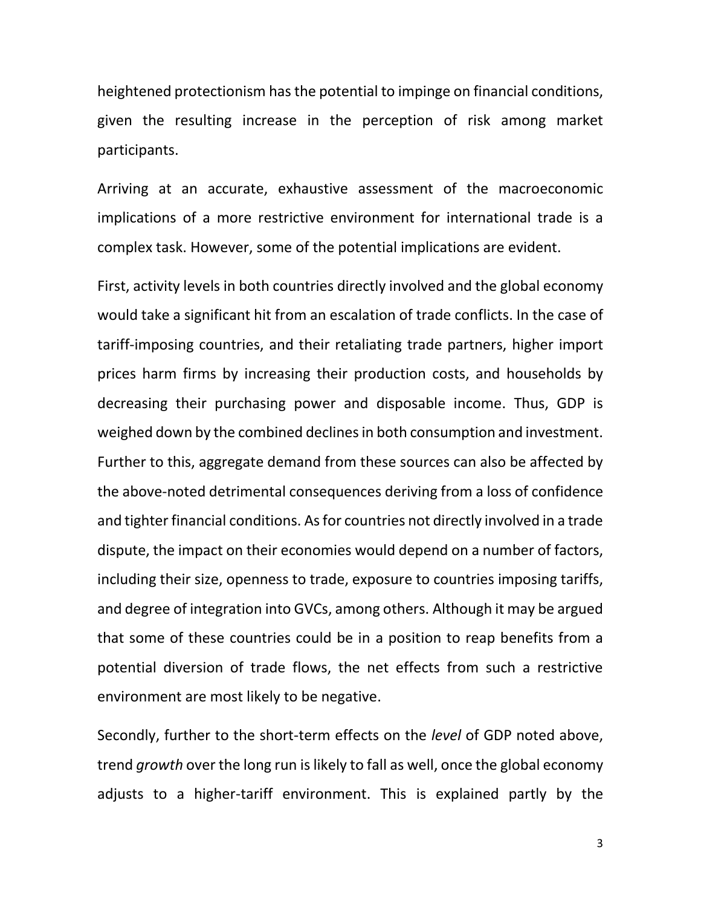heightened protectionism has the potential to impinge on financial conditions, given the resulting increase in the perception of risk among market participants.

Arriving at an accurate, exhaustive assessment of the macroeconomic implications of a more restrictive environment for international trade is a complex task. However, some of the potential implications are evident.

First, activity levels in both countries directly involved and the global economy would take a significant hit from an escalation of trade conflicts. In the case of tariff-imposing countries, and their retaliating trade partners, higher import prices harm firms by increasing their production costs, and households by decreasing their purchasing power and disposable income. Thus, GDP is weighed down by the combined declines in both consumption and investment. Further to this, aggregate demand from these sources can also be affected by the above-noted detrimental consequences deriving from a loss of confidence and tighter financial conditions. As for countries not directly involved in a trade dispute, the impact on their economies would depend on a number of factors, including their size, openness to trade, exposure to countries imposing tariffs, and degree of integration into GVCs, among others. Although it may be argued that some of these countries could be in a position to reap benefits from a potential diversion of trade flows, the net effects from such a restrictive environment are most likely to be negative.

Secondly, further to the short-term effects on the *level* of GDP noted above, trend *growth* over the long run is likely to fall as well, once the global economy adjusts to a higher-tariff environment. This is explained partly by the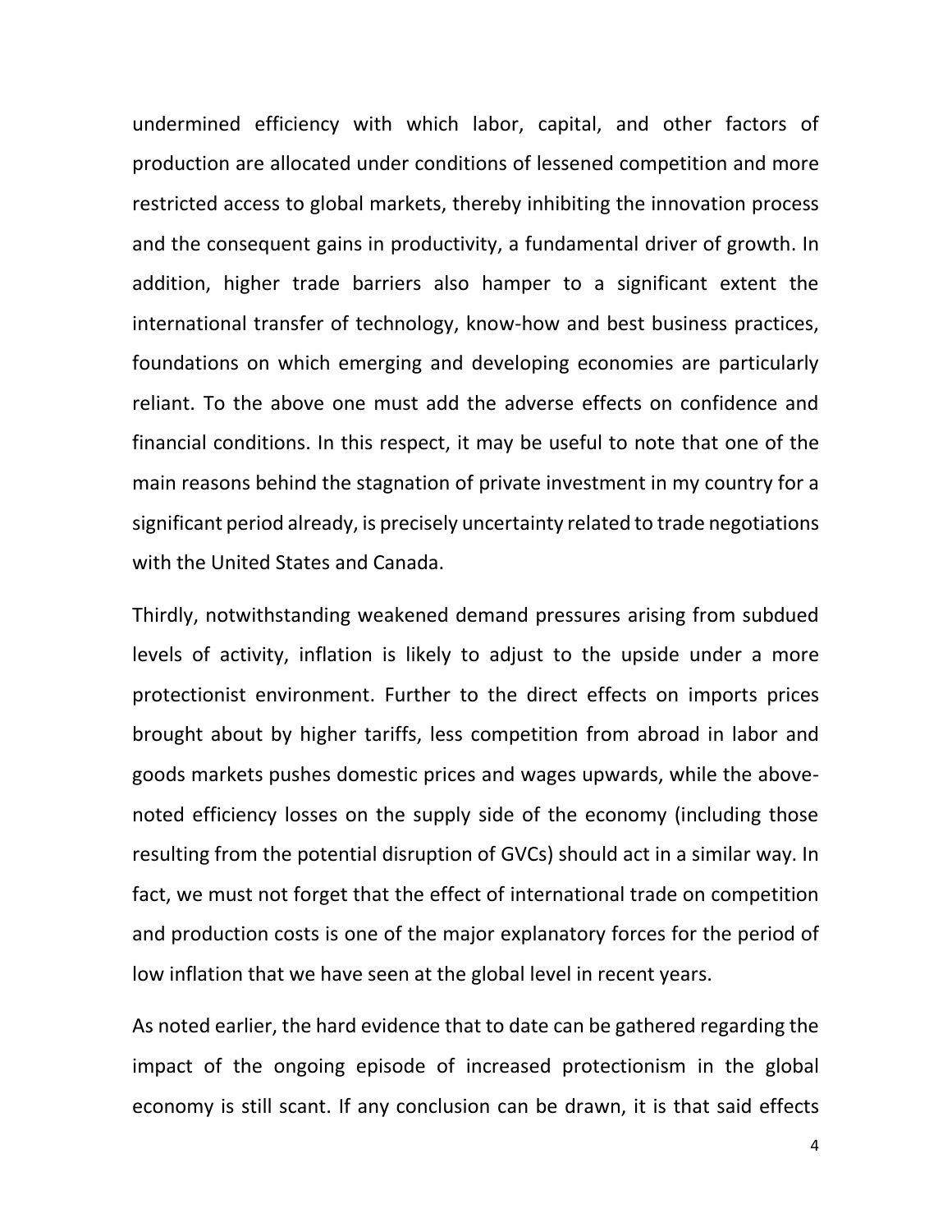undermined efficiency with which labor, capital, and other factors of production are allocated under conditions of lessened competition and more restricted access to global markets, thereby inhibiting the innovation process and the consequent gains in productivity, a fundamental driver of growth. In addition, higher trade barriers also hamper to a significant extent the international transfer of technology, know-how and best business practices, foundations on which emerging and developing economies are particularly reliant. To the above one must add the adverse effects on confidence and financial conditions. In this respect, it may be useful to note that one of the main reasons behind the stagnation of private investment in my country for a significant period already, is precisely uncertainty related to trade negotiations with the United States and Canada.

Thirdly, notwithstanding weakened demand pressures arising from subdued levels of activity, inflation is likely to adjust to the upside under a more protectionist environment. Further to the direct effects on imports prices brought about by higher tariffs, less competition from abroad in labor and goods markets pushes domestic prices and wages upwards, while the above-noted efficiency losses on the supply side of the economy (including those resulting from the potential disruption of GVCs) should act in a similar way. In fact, we must not forget that the effect of international trade on competition and production costs is one of the major explanatory forces for the period of low inflation that we have seen at the global level in recent years.

As noted earlier, the hard evidence that to date can be gathered regarding the impact of the ongoing episode of increased protectionism in the global economy is still scant. If any conclusion can be drawn, it is that said effects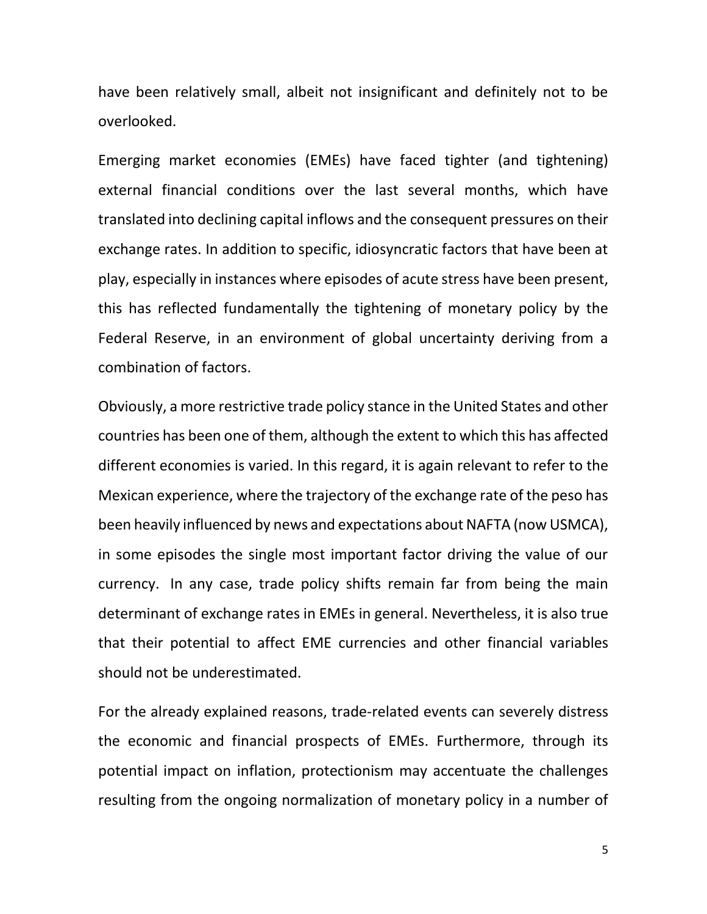have been relatively small, albeit not insignificant and definitely not to be overlooked.

Emerging market economies (EMEs) have faced tighter (and tightening) external financial conditions over the last several months, which have translated into declining capital inflows and the consequent pressures on their exchange rates. In addition to specific, idiosyncratic factors that have been at play, especially in instances where episodes of acute stress have been present, this has reflected fundamentally the tightening of monetary policy by the Federal Reserve, in an environment of global uncertainty deriving from a combination of factors.

Obviously, a more restrictive trade policy stance in the United States and other countries has been one of them, although the extent to which this has affected different economies is varied. In this regard, it is again relevant to refer to the Mexican experience, where the trajectory of the exchange rate of the peso has been heavily influenced by news and expectations about NAFTA (now USMCA), in some episodes the single most important factor driving the value of our currency. In any case, trade policy shifts remain far from being the main determinant of exchange rates in EMEs in general. Nevertheless, it is also true that their potential to affect EME currencies and other financial variables should not be underestimated.

For the already explained reasons, trade-related events can severely distress the economic and financial prospects of EMEs. Furthermore, through its potential impact on inflation, protectionism may accentuate the challenges resulting from the ongoing normalization of monetary policy in a number of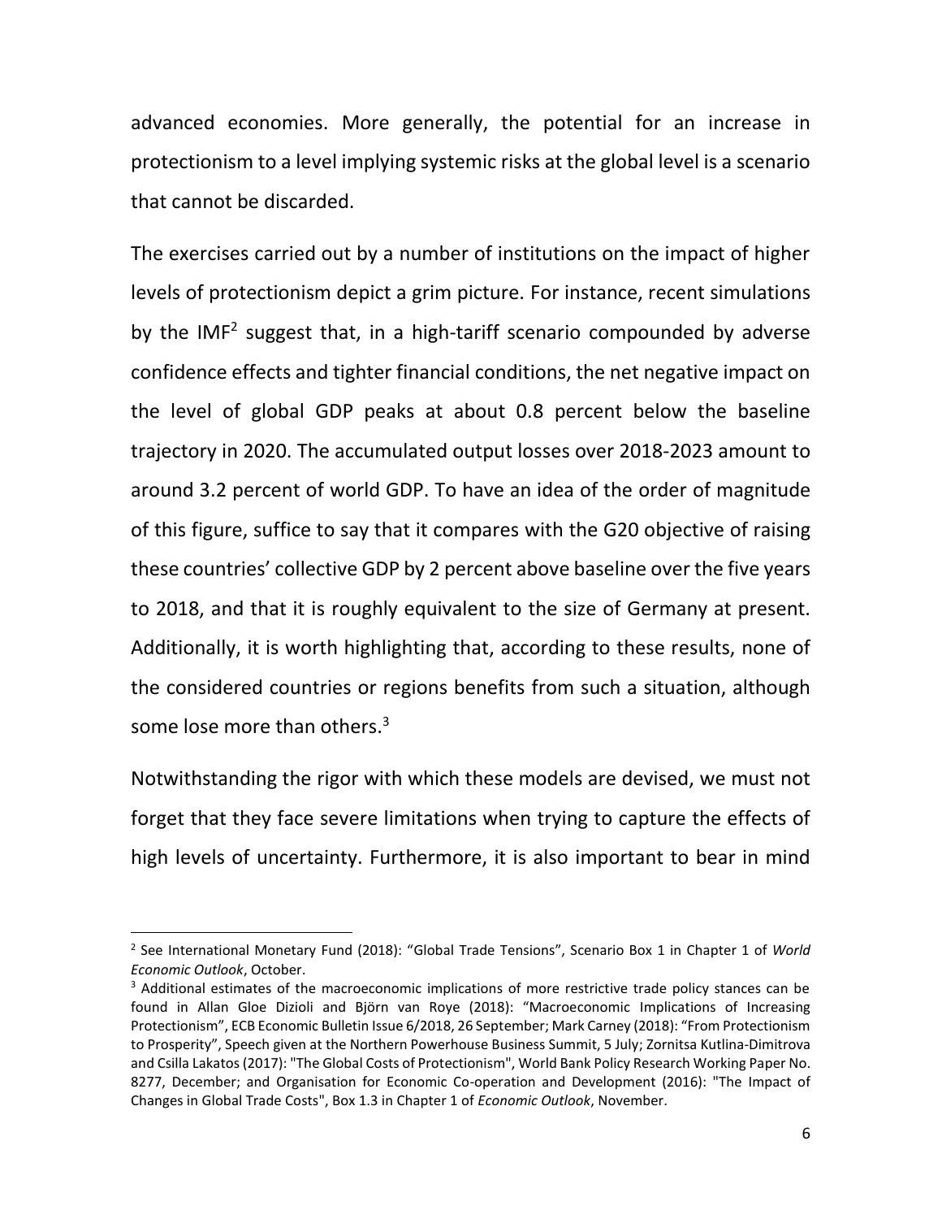advanced economies. More generally, the potential for an increase in protectionism to a level implying systemic risks at the global level is a scenario that cannot be discarded.

The exercises carried out by a number of institutions on the impact of higher levels of protectionism depict a grim picture. For instance, recent simulations by the IMF[2] suggest that, in a high-tariff scenario compounded by adverse confidence effects and tighter financial conditions, the net negative impact on the level of global GDP peaks at about 0.8 percent below the baseline trajectory in 2020. The accumulated output losses over 2018-2023 amount to around 3.2 percent of world GDP. To have an idea of the order of magnitude of this figure, suffice to say that it compares with the G20 objective of raising these countries' collective GDP by 2 percent above baseline over the five years to 2018, and that it is roughly equivalent to the size of Germany at present. Additionally, it is worth highlighting that, according to these results, none of the considered countries or regions benefits from such a situation, although some lose more than others.[3]

Notwithstanding the rigor with which these models are devised, we must not forget that they face severe limitations when trying to capture the effects of high levels of uncertainty. Furthermore, it is also important to bear in mind

---

[2] See International Monetary Fund (2018): "Global Trade Tensions", Scenario Box 1 in Chapter 1 of *World Economic Outlook*, October.

[3] Additional estimates of the macroeconomic implications of more restrictive trade policy stances can be found in Allan Gloe Dizioli and Björn van Roye (2018): "Macroeconomic Implications of Increasing Protectionism", ECB Economic Bulletin Issue 6/2018, 26 September; Mark Carney (2018): "From Protectionism to Prosperity", Speech given at the Northern Powerhouse Business Summit, 5 July; Zornitsa Kutlina-Dimitrova and Csilla Lakatos (2017): "The Global Costs of Protectionism", World Bank Policy Research Working Paper No. 8277, December; and Organisation for Economic Co-operation and Development (2016): "The Impact of Changes in Global Trade Costs", Box 1.3 in Chapter 1 of *Economic Outlook*, November.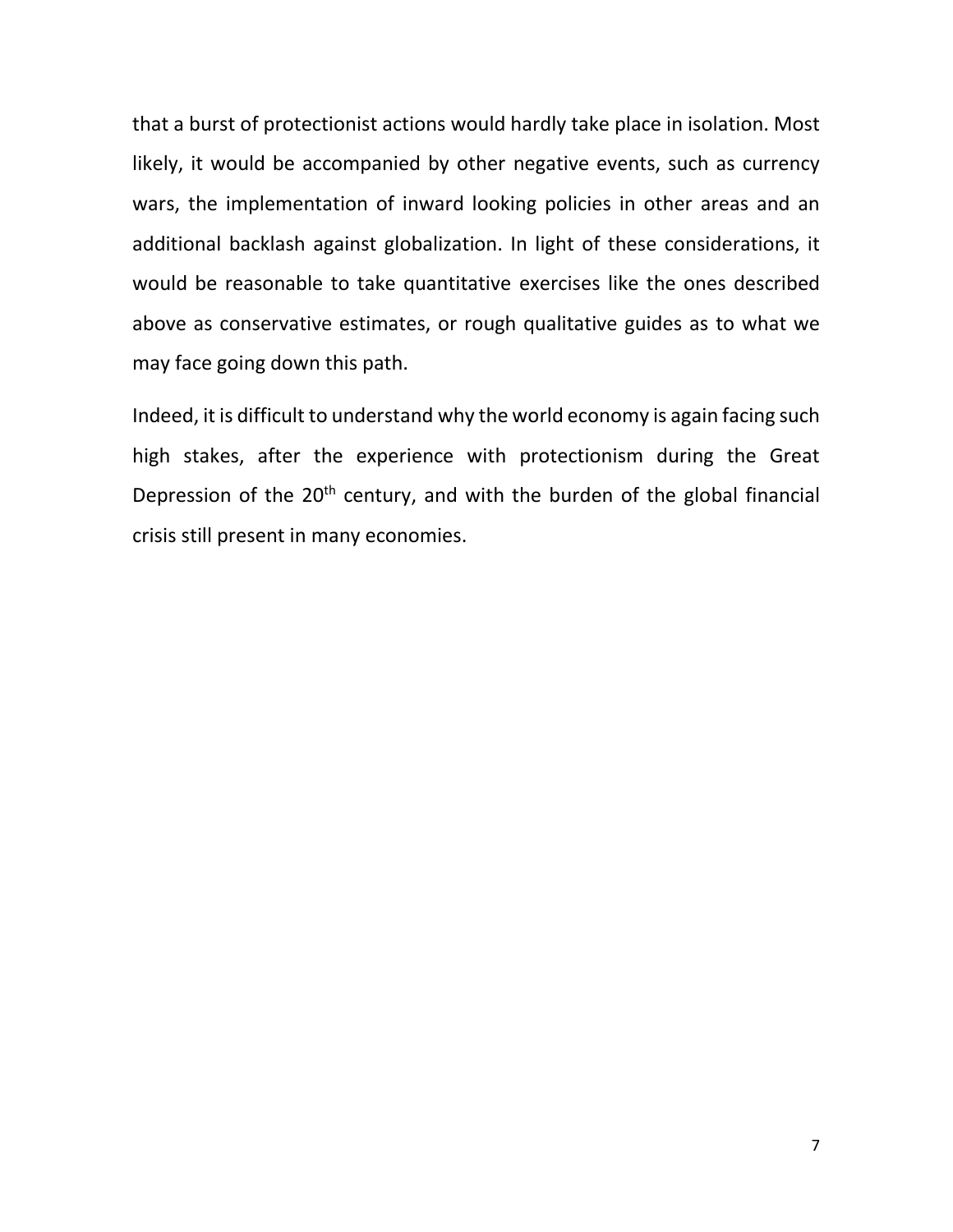that a burst of protectionist actions would hardly take place in isolation. Most likely, it would be accompanied by other negative events, such as currency wars, the implementation of inward looking policies in other areas and an additional backlash against globalization. In light of these considerations, it would be reasonable to take quantitative exercises like the ones described above as conservative estimates, or rough qualitative guides as to what we may face going down this path.

Indeed, it is difficult to understand why the world economy is again facing such high stakes, after the experience with protectionism during the Great Depression of the 20th century, and with the burden of the global financial crisis still present in many economies.